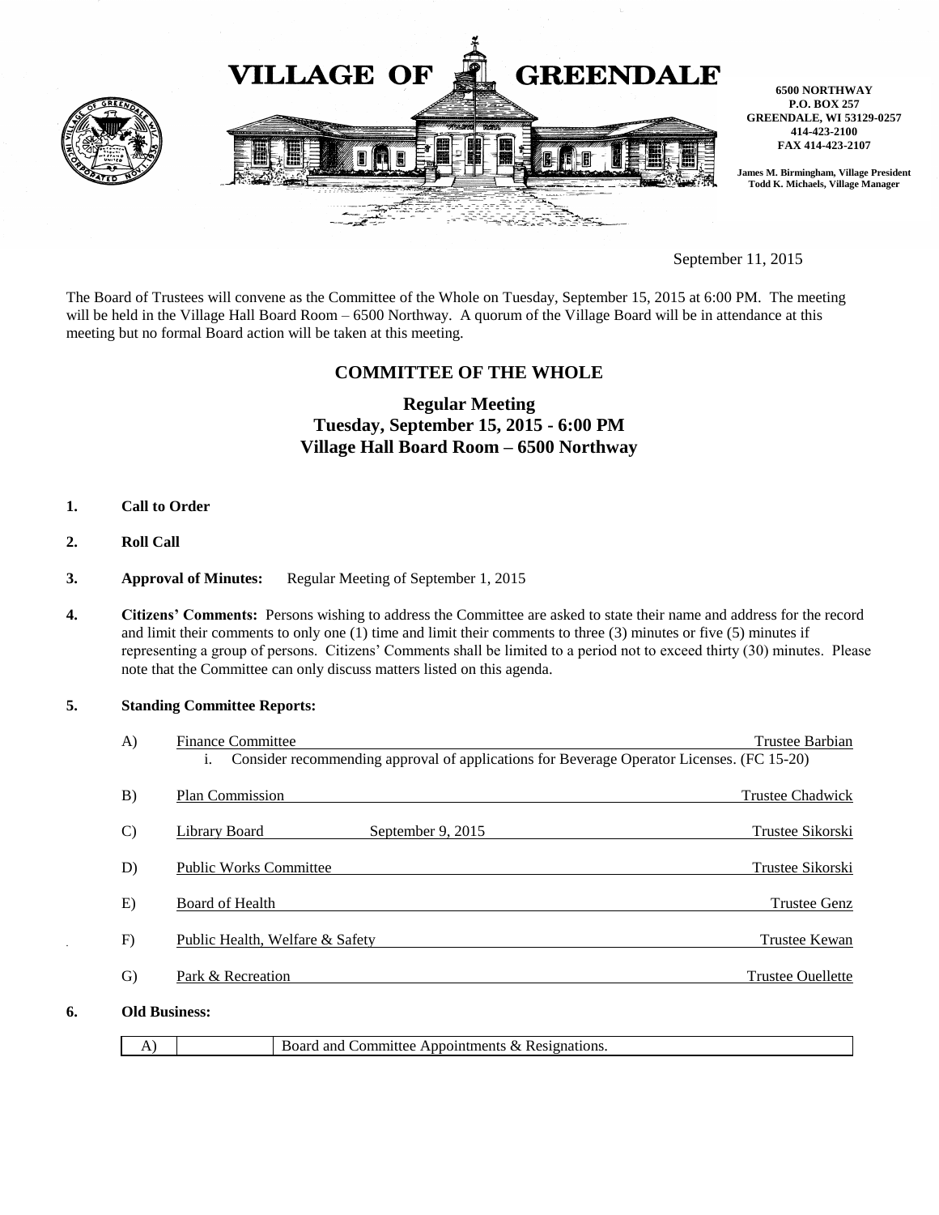# VILLAGE OF GREENDALE

**6500 NORTHWAY**
**P.O. BOX 257**
**GREENDALE, WI 53129-0257**
**414-423-2100**
**FAX 414-423-2107**

**James M. Birmingham, Village President**
**Todd K. Michaels, Village Manager**

September 11, 2015

The Board of Trustees will convene as the Committee of the Whole on Tuesday, September 15, 2015 at 6:00 PM. The meeting will be held in the Village Hall Board Room – 6500 Northway. A quorum of the Village Board will be in attendance at this meeting but no formal Board action will be taken at this meeting.

## COMMITTEE OF THE WHOLE

### Regular Meeting
### Tuesday, September 15, 2015 - 6:00 PM
### Village Hall Board Room – 6500 Northway

**1. Call to Order**

**2. Roll Call**

**3. Approval of Minutes:** Regular Meeting of September 1, 2015

**4. Citizens' Comments:** Persons wishing to address the Committee are asked to state their name and address for the record and limit their comments to only one (1) time and limit their comments to three (3) minutes or five (5) minutes if representing a group of persons. Citizens' Comments shall be limited to a period not to exceed thirty (30) minutes. Please note that the Committee can only discuss matters listed on this agenda.

**5. Standing Committee Reports:**

A) Finance Committee — Trustee Barbian
   i. Consider recommending approval of applications for Beverage Operator Licenses. (FC 15-20)

B) Plan Commission — Trustee Chadwick

C) Library Board — September 9, 2015 — Trustee Sikorski

D) Public Works Committee — Trustee Sikorski

E) Board of Health — Trustee Genz

F) Public Health, Welfare & Safety — Trustee Kewan

G) Park & Recreation — Trustee Ouellette

**6. Old Business:**

| A) | | Board and Committee Appointments & Resignations. |
|---|---|---|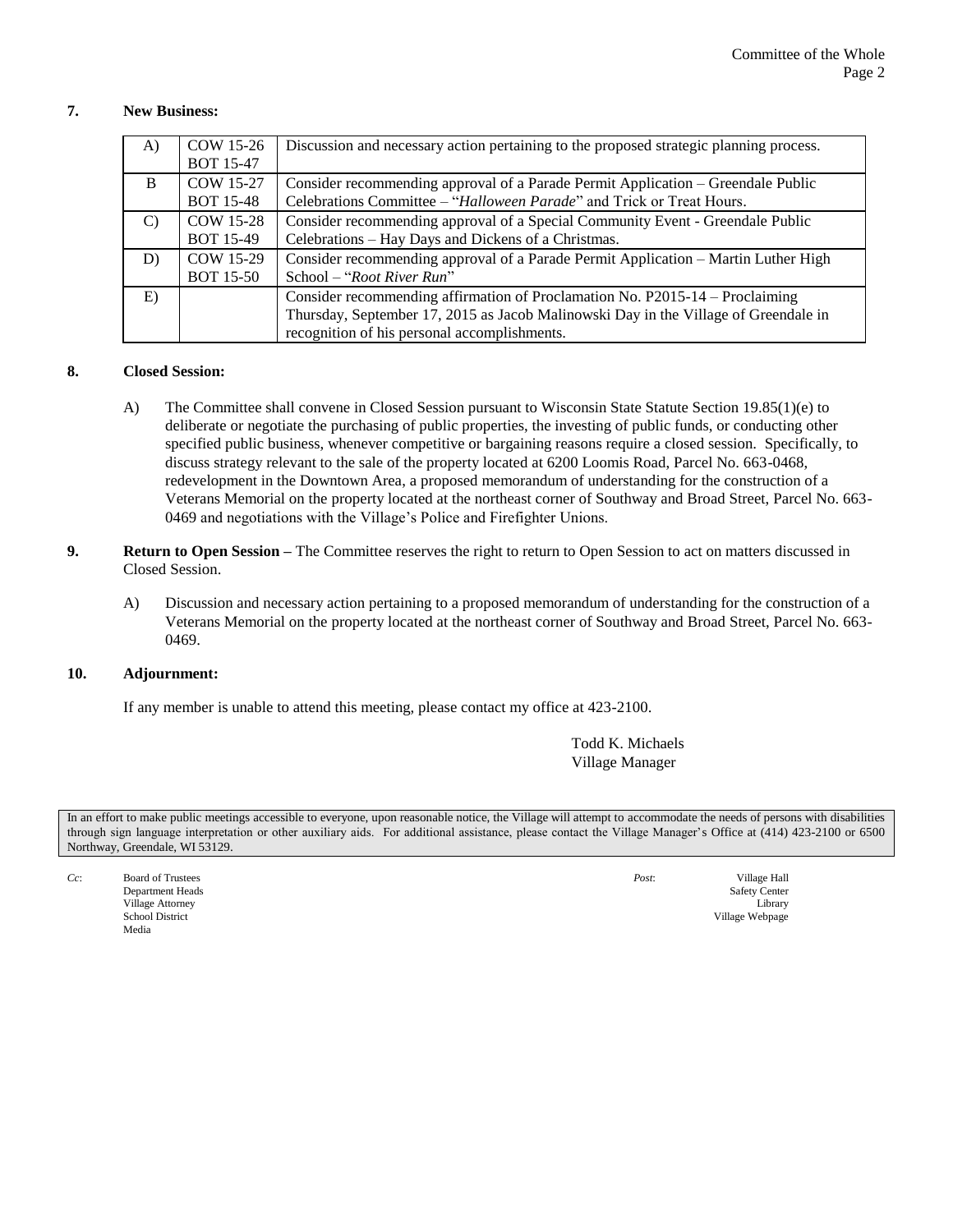**7. New Business:**

| | | |
|---|---|---|
| A) | COW 15-26<br>BOT 15-47 | Discussion and necessary action pertaining to the proposed strategic planning process. |
| B | COW 15-27<br>BOT 15-48 | Consider recommending approval of a Parade Permit Application – Greendale Public Celebrations Committee – "*Halloween Parade*" and Trick or Treat Hours. |
| C) | COW 15-28<br>BOT 15-49 | Consider recommending approval of a Special Community Event - Greendale Public Celebrations – Hay Days and Dickens of a Christmas. |
| D) | COW 15-29<br>BOT 15-50 | Consider recommending approval of a Parade Permit Application – Martin Luther High School – "*Root River Run*" |
| E) | | Consider recommending affirmation of Proclamation No. P2015-14 – Proclaiming Thursday, September 17, 2015 as Jacob Malinowski Day in the Village of Greendale in recognition of his personal accomplishments. |

**8. Closed Session:**

A) The Committee shall convene in Closed Session pursuant to Wisconsin State Statute Section 19.85(1)(e) to deliberate or negotiate the purchasing of public properties, the investing of public funds, or conducting other specified public business, whenever competitive or bargaining reasons require a closed session. Specifically, to discuss strategy relevant to the sale of the property located at 6200 Loomis Road, Parcel No. 663-0468, redevelopment in the Downtown Area, a proposed memorandum of understanding for the construction of a Veterans Memorial on the property located at the northeast corner of Southway and Broad Street, Parcel No. 663-0469 and negotiations with the Village's Police and Firefighter Unions.

**9. Return to Open Session –** The Committee reserves the right to return to Open Session to act on matters discussed in Closed Session.

A) Discussion and necessary action pertaining to a proposed memorandum of understanding for the construction of a Veterans Memorial on the property located at the northeast corner of Southway and Broad Street, Parcel No. 663-0469.

**10. Adjournment:**

If any member is unable to attend this meeting, please contact my office at 423-2100.

Todd K. Michaels
Village Manager

In an effort to make public meetings accessible to everyone, upon reasonable notice, the Village will attempt to accommodate the needs of persons with disabilities through sign language interpretation or other auxiliary aids. For additional assistance, please contact the Village Manager's Office at (414) 423-2100 or 6500 Northway, Greendale, WI 53129.

*Cc*: Board of Trustees
Department Heads
Village Attorney
School District
Media

*Post*: Village Hall
Safety Center
Library
Village Webpage